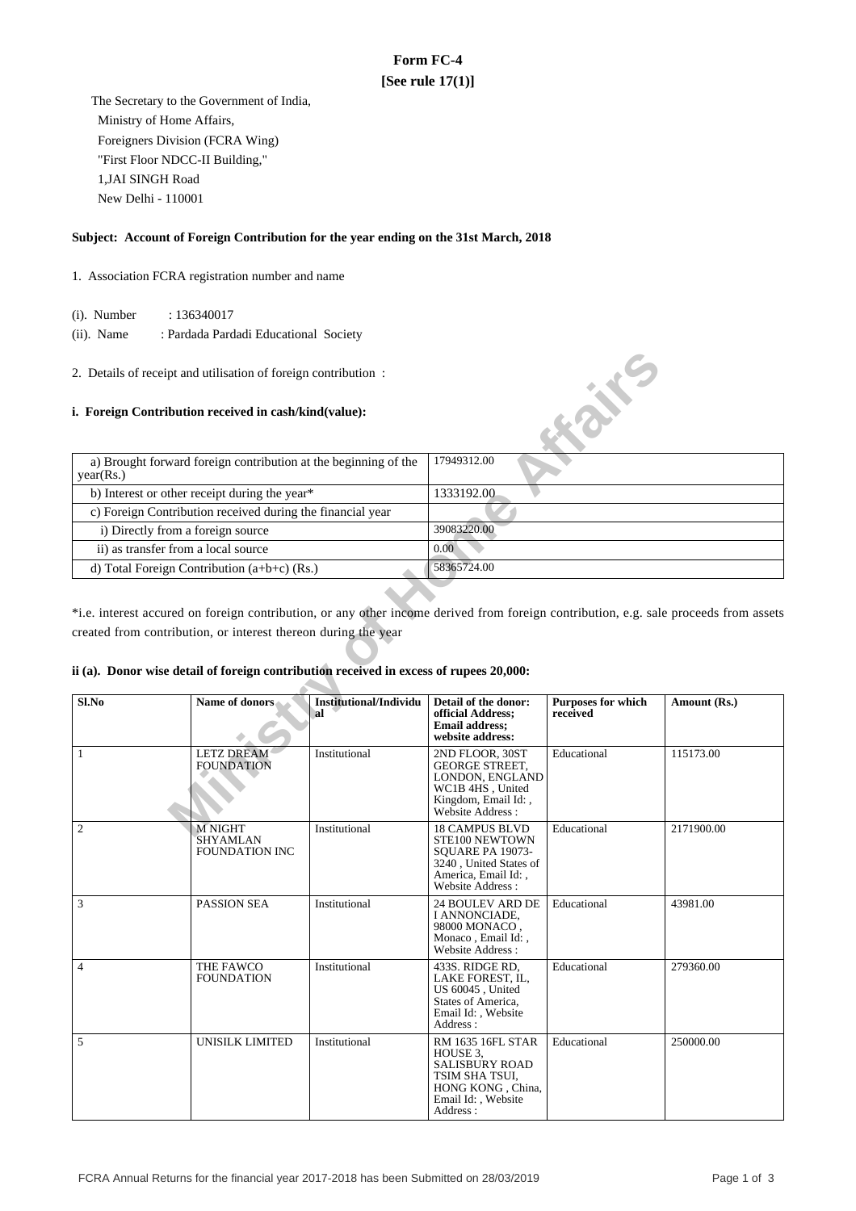# Form FC-4

**[See rule 17(1)]**

The Secretary to the Government of India,
Ministry of Home Affairs,
Foreigners Division (FCRA Wing)
"First Floor NDCC-II Building,"
1,JAI SINGH Road
New Delhi - 110001

**Subject: Account of Foreign Contribution for the year ending on the 31st March, 2018**

1. Association FCRA registration number and name

(i). Number : 136340017

(ii). Name : Pardada Pardadi Educational Society

2. Details of receipt and utilisation of foreign contribution :

**i. Foreign Contribution received in cash/kind(value):**

| | |
|---|---|
| a) Brought forward foreign contribution at the beginning of the year(Rs.) | 17949312.00 |
| b) Interest or other receipt during the year* | 1333192.00 |
| c) Foreign Contribution received during the financial year | |
| i) Directly from a foreign source | 39083220.00 |
| ii) as transfer from a local source | 0.00 |
| d) Total Foreign Contribution (a+b+c) (Rs.) | 58365724.00 |

*i.e. interest accured on foreign contribution, or any other income derived from foreign contribution, e.g. sale proceeds from assets created from contribution, or interest thereon during the year

**ii (a). Donor wise detail of foreign contribution received in excess of rupees 20,000:**

| Sl.No | Name of donors | Institutional/Individual | Detail of the donor: official Address; Email address; website address: | Purposes for which received | Amount (Rs.) |
|---|---|---|---|---|---|
| 1 | LETZ DREAM FOUNDATION | Institutional | 2ND FLOOR, 30ST GEORGE STREET, LONDON, ENGLAND WC1B 4HS , United Kingdom, Email Id: , Website Address : | Educational | 115173.00 |
| 2 | M NIGHT SHYAMLAN FOUNDATION INC | Institutional | 18 CAMPUS BLVD STE100 NEWTOWN SQUARE PA 19073-3240 , United States of America, Email Id: , Website Address : | Educational | 2171900.00 |
| 3 | PASSION SEA | Institutional | 24 BOULEV ARD DE I ANNONCIADE, 98000 MONACO , Monaco , Email Id: , Website Address : | Educational | 43981.00 |
| 4 | THE FAWCO FOUNDATION | Institutional | 433S. RIDGE RD, LAKE FOREST, IL, US 60045 , United States of America, Email Id: , Website Address : | Educational | 279360.00 |
| 5 | UNISILK LIMITED | Institutional | RM 1635 16FL STAR HOUSE 3, SALISBURY ROAD TSIM SHA TSUI, HONG KONG , China, Email Id: , Website Address : | Educational | 250000.00 |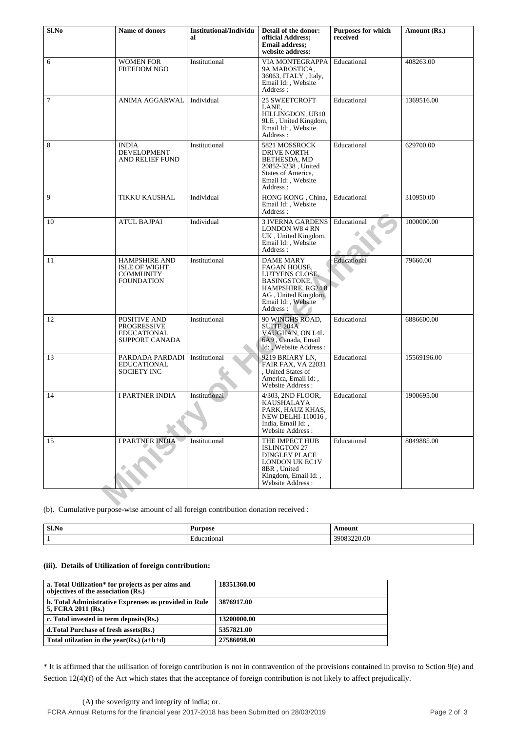| Sl.No | Name of donors | Institutional/Individual | Detail of the donor: official Address; Email address; website address: | Purposes for which received | Amount (Rs.) |
|---|---|---|---|---|---|
| 6 | WOMEN FOR FREEDOM NGO | Institutional | VIA MONTEGRAPPA 9A MAROSTICA, 36063, ITALY , Italy, Email Id: , Website Address : | Educational | 408263.00 |
| 7 | ANIMA AGGARWAL | Individual | 25 SWEETCROFT LANE, HILLINGDON, UB10 9LE , United Kingdom, Email Id: , Website Address : | Educational | 1369516.00 |
| 8 | INDIA DEVELOPMENT AND RELIEF FUND | Institutional | 5821 MOSSROCK DRIVE NORTH BETHESDA, MD 20852-3238 , United States of America, Email Id: , Website Address : | Educational | 629700.00 |
| 9 | TIKKU KAUSHAL | Individual | HONG KONG , China, Email Id: , Website Address : | Educational | 310950.00 |
| 10 | ATUL BAJPAI | Individual | 3 IVERNA GARDENS LONDON W8 4 RN UK , United Kingdom, Email Id: , Website Address : | Educational | 1000000.00 |
| 11 | HAMPSHIRE AND ISLE OF WIGHT COMMUNITY FOUNDATION | Institutional | DAME MARY FAGAN HOUSE, LUTYENS CLOSE, BASINGSTOKE, HAMPSHIRE, RG24 8 AG , United Kingdom, Email Id: , Website Address : | Educational | 79660.00 |
| 12 | POSITIVE AND PROGRESSIVE EDUCATIONAL SUPPORT CANADA | Institutional | 90 WINGHS ROAD, SUITE 204A VAUGHAN, ON L4L 6A9 , Canada, Email Id: , Website Address : | Educational | 6886600.00 |
| 13 | PARDADA PARDADI EDUCATIONAL SOCIETY INC | Institutional | 9219 BRIARY LN, FAIR FAX, VA 22031 , United States of America, Email Id: , Website Address : | Educational | 15569196.00 |
| 14 | I PARTNER INDIA | Institutional | 4/303, 2ND FLOOR, KAUSHALAYA PARK, HAUZ KHAS, NEW DELHI-110016 , India, Email Id: , Website Address : | Educational | 1900695.00 |
| 15 | I PARTNER INDIA | Institutional | THE IMPECT HUB ISLINGTON 27 DINGLEY PLACE LONDON UK EC1V 8BR , United Kingdom, Email Id: , Website Address : | Educational | 8049885.00 |

(b). Cumulative purpose-wise amount of all foreign contribution donation received :

| Sl.No | Purpose | Amount |
|---|---|---|
| 1 | Educational | 39083220.00 |

**(iii). Details of Utilization of foreign contribution:**

| a. Total Utilization* for projects as per aims and objectives of the association (Rs.) | 18351360.00 |
|---|---|
| b. Total Administrative Exprenses as provided in Rule 5, FCRA 2011 (Rs.) | 3876917.00 |
| c. Total invested in term deposits(Rs.) | 13200000.00 |
| d.Total Purchase of fresh assets(Rs.) | 5357821.00 |
| Total utilzation in the year(Rs.) (a+b+d) | 27586098.00 |

* It is affirmed that the utilisation of foreign contribution is not in contravention of the provisions contained in proviso to Sction 9(e) and Section 12(4)(f) of the Act which states that the acceptance of foreign contribution is not likely to affect prejudically.

(A) the soverignty and integrity of india; or.

FCRA Annual Returns for the financial year 2017-2018 has been Submitted on 28/03/2019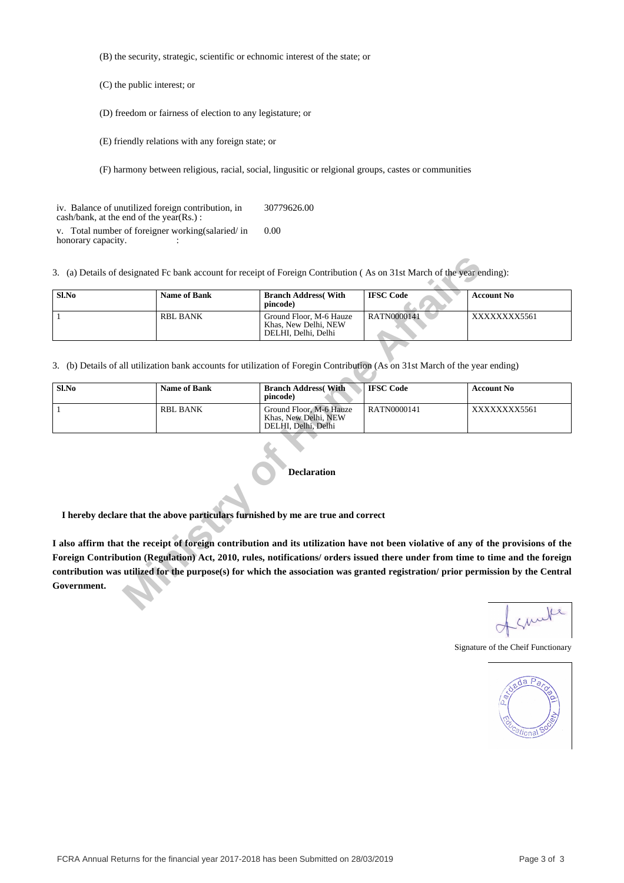(B) the security, strategic, scientific or echnomic interest of the state; or

(C) the public interest; or

(D) freedom or fairness of election to any legistature; or

(E) friendly relations with any foreign state; or

(F) harmony between religious, racial, social, lingusitic or relgional groups, castes or communities

| | |
|---|---|
| iv. Balance of unutilized foreign contribution, in cash/bank, at the end of the year(Rs.) : | 30779626.00 |
| v. Total number of foreigner working(salaried/ in honorary capacity. : | 0.00 |

3. (a) Details of designated Fc bank account for receipt of Foreign Contribution ( As on 31st March of the year ending):

| Sl.No | Name of Bank | Branch Address( With pincode) | IFSC Code | Account No |
|---|---|---|---|---|
| 1 | RBL BANK | Ground Floor, M-6 Hauze Khas, New Delhi, NEW DELHI, Delhi, Delhi | RATN0000141 | XXXXXXX5561 |

3. (b) Details of all utilization bank accounts for utilization of Foregin Contribution (As on 31st March of the year ending)

| Sl.No | Name of Bank | Branch Address( With pincode) | IFSC Code | Account No |
|---|---|---|---|---|
| 1 | RBL BANK | Ground Floor, M-6 Hauze Khas, New Delhi, NEW DELHI, Delhi, Delhi | RATN0000141 | XXXXXXX5561 |

**Declaration**

**I hereby declare that the above particulars furnished by me are true and correct**

**I also affirm that the receipt of foreign contribution and its utilization have not been violative of any of the provisions of the Foreign Contribution (Regulation) Act, 2010, rules, notifications/ orders issued there under from time to time and the foreign contribution was utilized for the purpose(s) for which the association was granted registration/ prior permission by the Central Government.**

Signature of the Cheif Functionary

FCRA Annual Returns for the financial year 2017-2018 has been Submitted on 28/03/2019